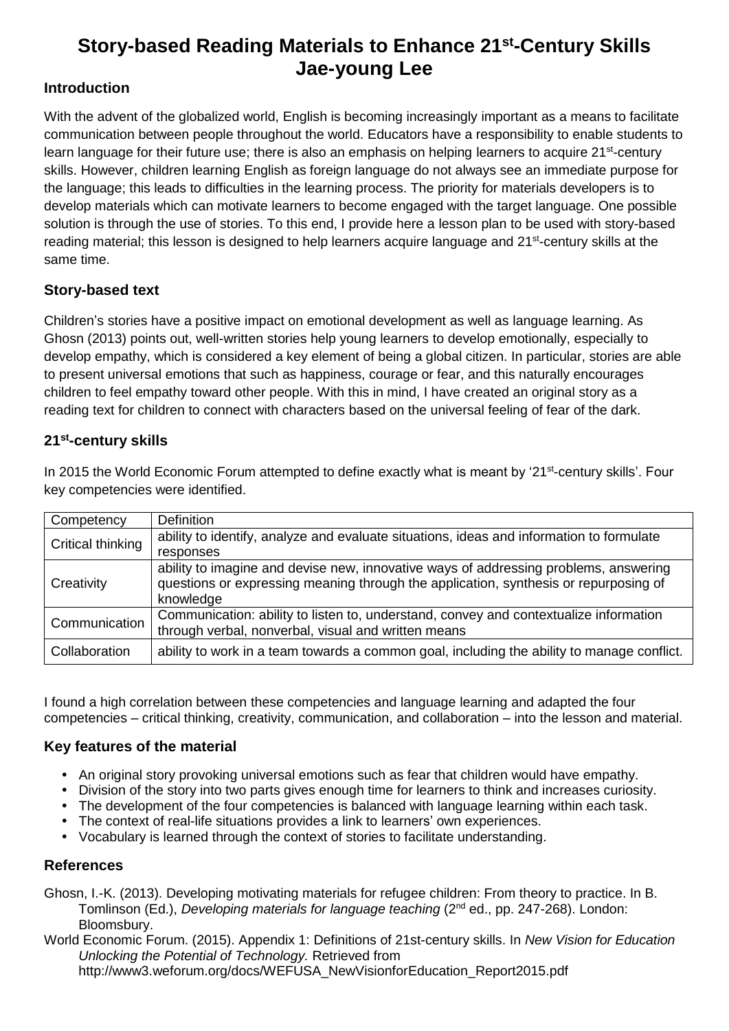# Story-based Reading Materials to Enhance 21st-Century Skills
# Jae-young Lee

## Introduction

With the advent of the globalized world, English is becoming increasingly important as a means to facilitate communication between people throughout the world. Educators have a responsibility to enable students to learn language for their future use; there is also an emphasis on helping learners to acquire 21st-century skills. However, children learning English as foreign language do not always see an immediate purpose for the language; this leads to difficulties in the learning process. The priority for materials developers is to develop materials which can motivate learners to become engaged with the target language. One possible solution is through the use of stories. To this end, I provide here a lesson plan to be used with story-based reading material; this lesson is designed to help learners acquire language and 21st-century skills at the same time.

## Story-based text

Children's stories have a positive impact on emotional development as well as language learning. As Ghosn (2013) points out, well-written stories help young learners to develop emotionally, especially to develop empathy, which is considered a key element of being a global citizen. In particular, stories are able to present universal emotions that such as happiness, courage or fear, and this naturally encourages children to feel empathy toward other people. With this in mind, I have created an original story as a reading text for children to connect with characters based on the universal feeling of fear of the dark.

## 21st-century skills

In 2015 the World Economic Forum attempted to define exactly what is meant by '21st-century skills'. Four key competencies were identified.

| Competency | Definition |
|---|---|
| Critical thinking | ability to identify, analyze and evaluate situations, ideas and information to formulate responses |
| Creativity | ability to imagine and devise new, innovative ways of addressing problems, answering questions or expressing meaning through the application, synthesis or repurposing of knowledge |
| Communication | Communication: ability to listen to, understand, convey and contextualize information through verbal, nonverbal, visual and written means |
| Collaboration | ability to work in a team towards a common goal, including the ability to manage conflict. |

I found a high correlation between these competencies and language learning and adapted the four competencies – critical thinking, creativity, communication, and collaboration – into the lesson and material.

## Key features of the material

- An original story provoking universal emotions such as fear that children would have empathy.
- Division of the story into two parts gives enough time for learners to think and increases curiosity.
- The development of the four competencies is balanced with language learning within each task.
- The context of real-life situations provides a link to learners' own experiences.
- Vocabulary is learned through the context of stories to facilitate understanding.

## References

Ghosn, I.-K. (2013). Developing motivating materials for refugee children: From theory to practice. In B. Tomlinson (Ed.), *Developing materials for language teaching* (2nd ed., pp. 247-268). London: Bloomsbury.

World Economic Forum. (2015). Appendix 1: Definitions of 21st-century skills. In *New Vision for Education Unlocking the Potential of Technology.* Retrieved from http://www3.weforum.org/docs/WEFUSA_NewVisionforEducation_Report2015.pdf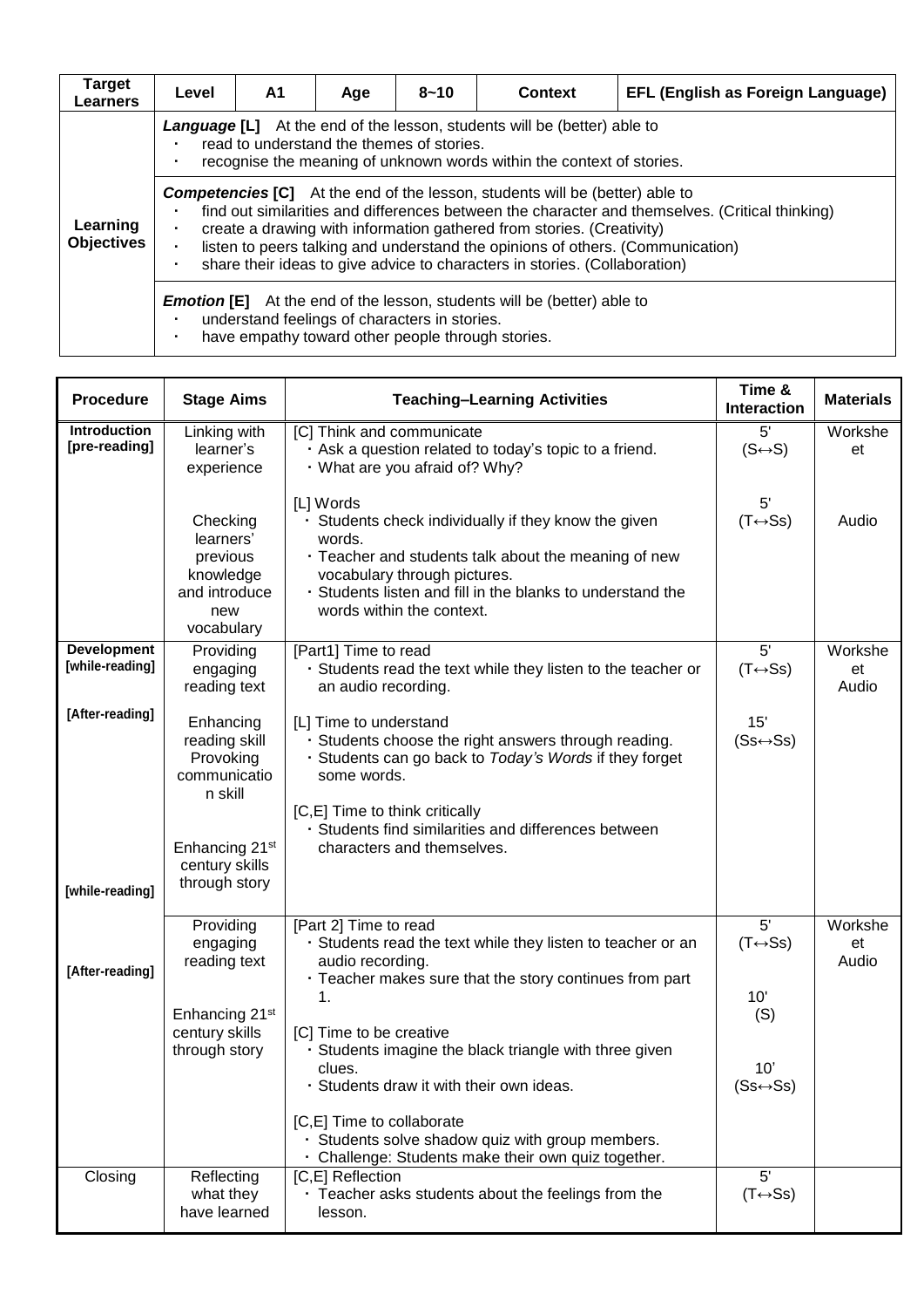| Target Learners | Level | A1 | Age | 8~10 | Context | EFL (English as Foreign Language) |
|---|---|---|---|---|---|---|
| Learning Objectives | ***Language* [L]** At the end of the lesson, students will be (better) able to<br>· read to understand the themes of stories.<br>· recognise the meaning of unknown words within the context of stories. | | | | | |
| | ***Competencies* [C]** At the end of the lesson, students will be (better) able to<br>· find out similarities and differences between the character and themselves. (Critical thinking)<br>· create a drawing with information gathered from stories. (Creativity)<br>· listen to peers talking and understand the opinions of others. (Communication)<br>· share their ideas to give advice to characters in stories. (Collaboration) | | | | | |
| | ***Emotion* [E]** At the end of the lesson, students will be (better) able to<br>· understand feelings of characters in stories.<br>· have empathy toward other people through stories. | | | | | |

| Procedure | Stage Aims | Teaching–Learning Activities | Time & Interaction | Materials |
|---|---|---|---|---|
| **Introduction [pre-reading]** | Linking with learner's experience | [C] Think and communicate<br>· Ask a question related to today's topic to a friend.<br>· What are you afraid of? Why? | 5'<br>(S↔S) | Worksheet |
| | Checking learners' previous knowledge and introduce new vocabulary | [L] Words<br>· Students check individually if they know the given words.<br>· Teacher and students talk about the meaning of new vocabulary through pictures.<br>· Students listen and fill in the blanks to understand the words within the context. | 5'<br>(T↔Ss) | Audio |
| **Development [while-reading]** | Providing engaging reading text | [Part1] Time to read<br>· Students read the text while they listen to the teacher or an audio recording. | 5'<br>(T↔Ss) | Worksheet<br>Audio |
| **[After-reading]** | Enhancing reading skill<br>Provoking communication skill<br><br>Enhancing 21st century skills through story | [L] Time to understand<br>· Students choose the right answers through reading.<br>· Students can go back to *Today's Words* if they forget some words.<br><br>[C,E] Time to think critically<br>· Students find similarities and differences between characters and themselves. | 15'<br>(Ss↔Ss) | |
| **[while-reading]**<br><br>**[After-reading]** | Providing engaging reading text<br><br>Enhancing 21st century skills through story | [Part 2] Time to read<br>· Students read the text while they listen to teacher or an audio recording.<br>· Teacher makes sure that the story continues from part 1.<br><br>[C] Time to be creative<br>· Students imagine the black triangle with three given clues.<br>· Students draw it with their own ideas.<br><br>[C,E] Time to collaborate<br>· Students solve shadow quiz with group members.<br>· Challenge: Students make their own quiz together. | 5'<br>(T↔Ss)<br><br>10'<br>(S)<br><br>10'<br>(Ss↔Ss) | Worksheet<br>Audio |
| Closing | Reflecting what they have learned | [C,E] Reflection<br>· Teacher asks students about the feelings from the lesson. | 5'<br>(T↔Ss) | |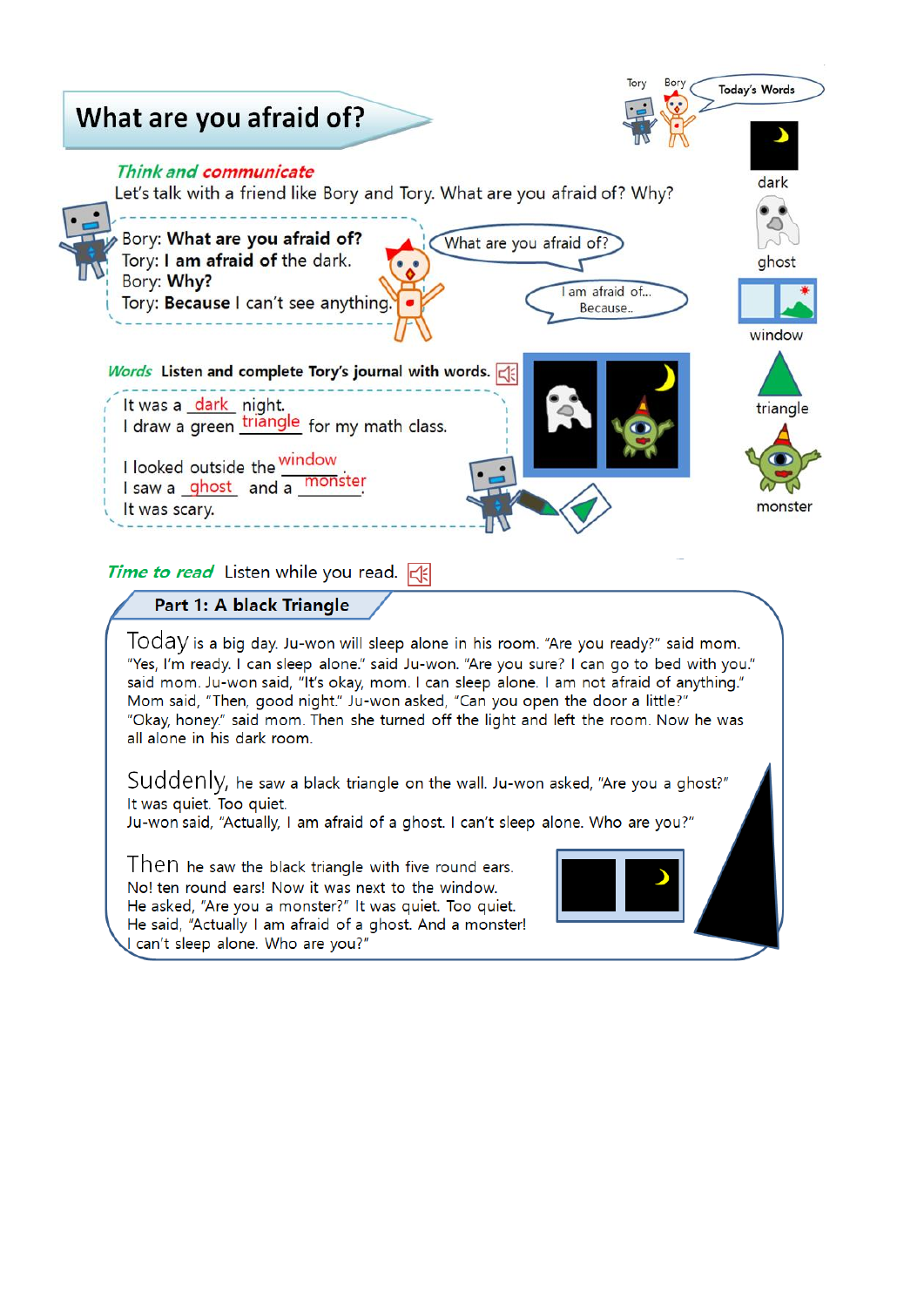# What are you afraid of?

Tory Bory

Today's Words

dark

ghost

window

triangle

monster

***Think and communicate***

Let's talk with a friend like Bory and Tory. What are you afraid of? Why?

Bory: **What are you afraid of?**
Tory: **I am afraid of** the dark.
Bory: **Why?**
Tory: **Because** I can't see anything.

What are you afraid of?

I am afraid of...
Because..

***Words*** **Listen and complete Tory's journal with words.**

It was a _dark_ night.
I draw a green _triangle_ for my math class.

I looked outside the _window_.
I saw a _ghost_ and a _monster_.
It was scary.

***Time to read*** Listen while you read.

## Part 1: A black Triangle

Today is a big day. Ju-won will sleep alone in his room. "Are you ready?" said mom. "Yes, I'm ready. I can sleep alone." said Ju-won. "Are you sure? I can go to bed with you." said mom. Ju-won said, "It's okay, mom. I can sleep alone. I am not afraid of anything." Mom said, "Then, good night." Ju-won asked, "Can you open the door a little?" "Okay, honey." said mom. Then she turned off the light and left the room. Now he was all alone in his dark room.

Suddenly, he saw a black triangle on the wall. Ju-won asked, "Are you a ghost?" It was quiet. Too quiet.
Ju-won said, "Actually, I am afraid of a ghost. I can't sleep alone. Who are you?"

Then he saw the black triangle with five round ears.
No! ten round ears! Now it was next to the window.
He asked, "Are you a monster?" It was quiet. Too quiet.
He said, "Actually I am afraid of a ghost. And a monster!
I can't sleep alone. Who are you?"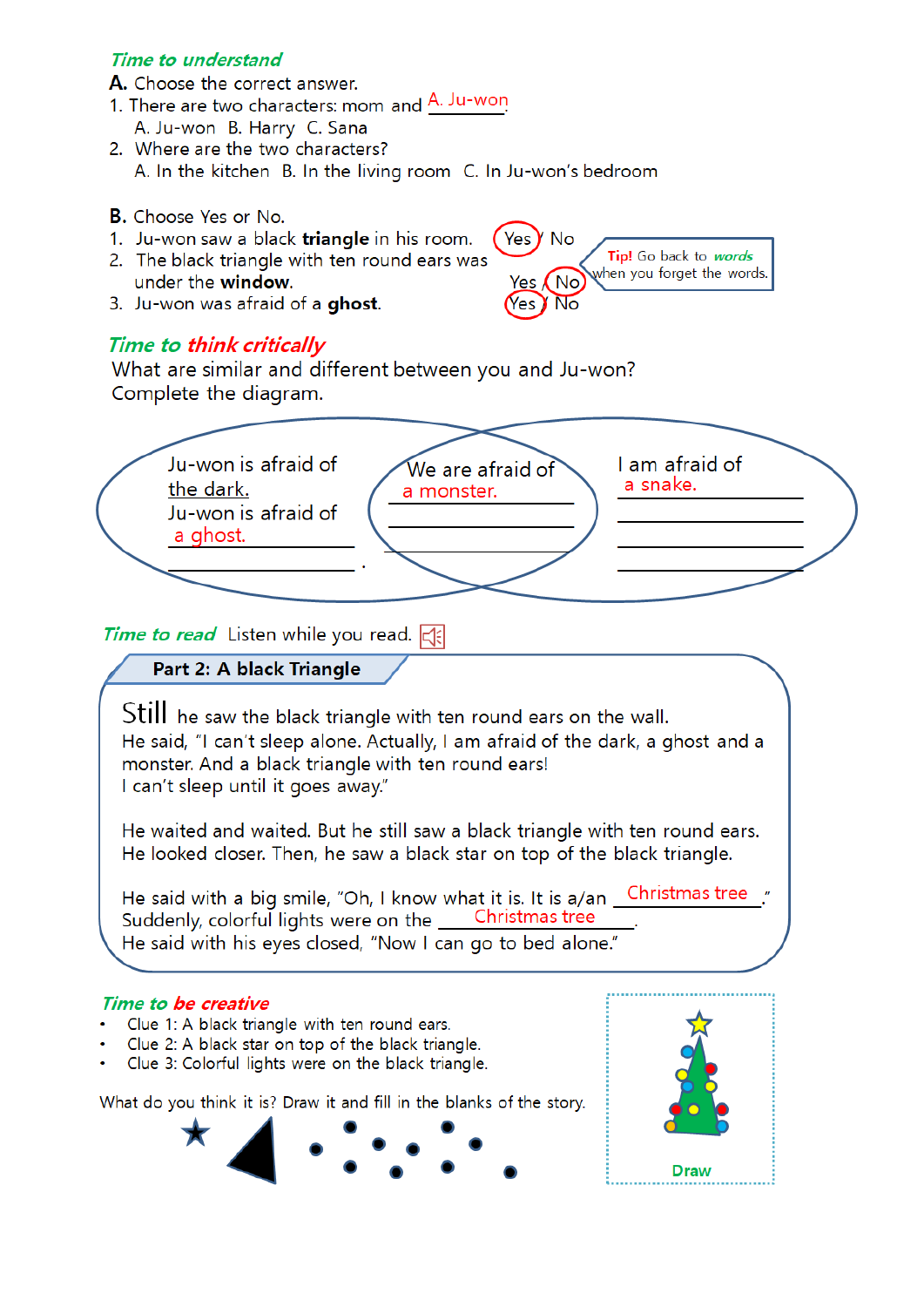## *Time to understand*

**A.** Choose the correct answer.

1. There are two characters: mom and A. Ju-won
   A. Ju-won B. Harry C. Sana
2. Where are the two characters?
   A. In the kitchen B. In the living room C. In Ju-won's bedroom

**B.** Choose Yes or No.

1. Ju-won saw a black **triangle** in his room. (Yes) / No
2. The black triangle with ten round ears was under the **window**. Yes / (No)
3. Ju-won was afraid of a **ghost**. (Yes) / No

**Tip!** Go back to *words* when you forget the words.

## *Time to think critically*

What are similar and different between you and Ju-won?
Complete the diagram.

| Ju-won | Both | Me |
| --- | --- | --- |
| Ju-won is afraid of the dark. | We are afraid of a monster. | I am afraid of a snake. |
| Ju-won is afraid of a ghost. | | |

## *Time to read* Listen while you read.

### Part 2: A black Triangle

Still he saw the black triangle with ten round ears on the wall.
He said, "I can't sleep alone. Actually, I am afraid of the dark, a ghost and a monster. And a black triangle with ten round ears!
I can't sleep until it goes away."

He waited and waited. But he still saw a black triangle with ten round ears.
He looked closer. Then, he saw a black star on top of the black triangle.

He said with a big smile, "Oh, I know what it is. It is a/an Christmas tree."
Suddenly, colorful lights were on the Christmas tree.
He said with his eyes closed, "Now I can go to bed alone."

## *Time to be creative*

- Clue 1: A black triangle with ten round ears.
- Clue 2: A black star on top of the black triangle.
- Clue 3: Colorful lights were on the black triangle.

What do you think it is? Draw it and fill in the blanks of the story.

Draw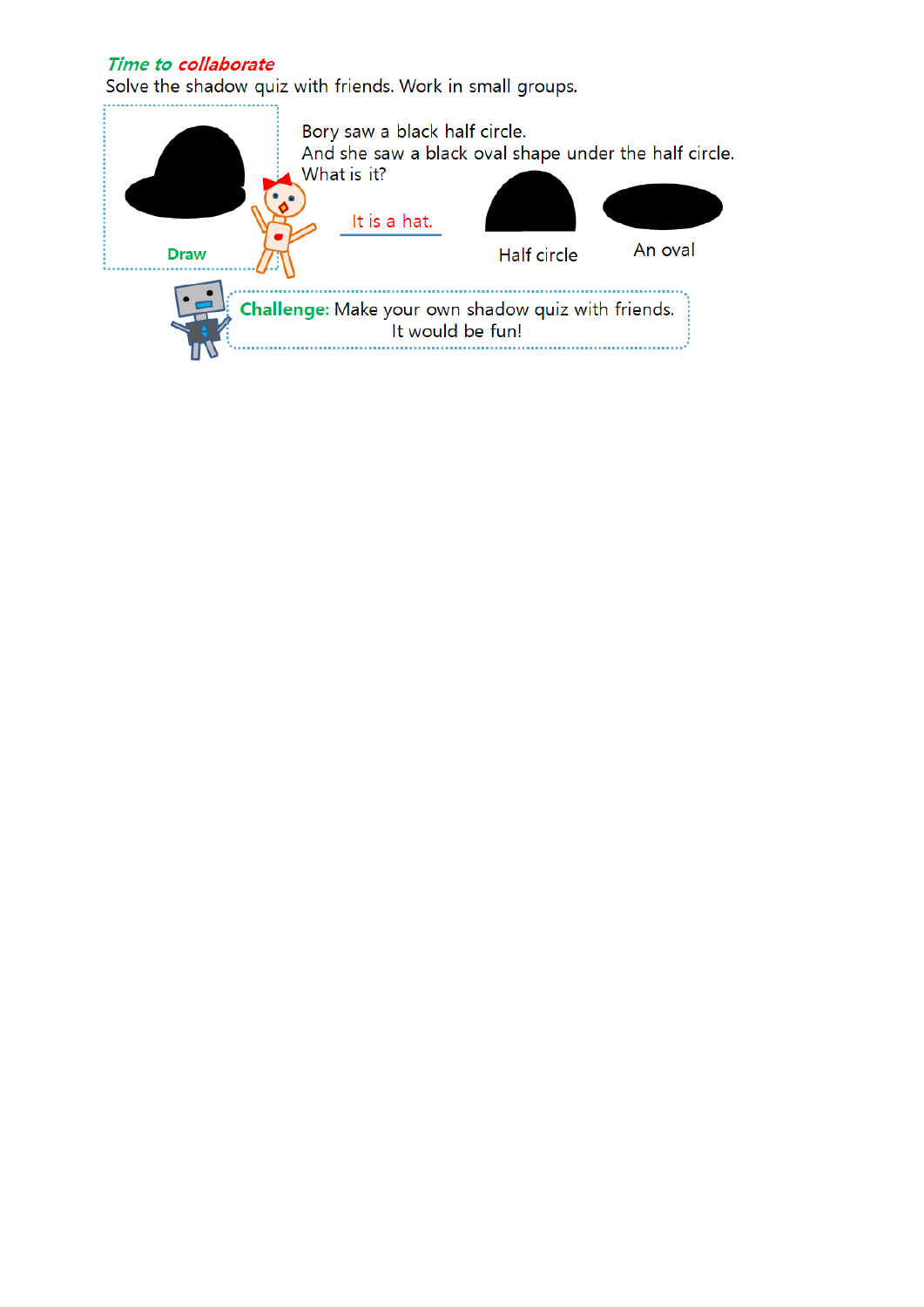***Time to collaborate***

Solve the shadow quiz with friends. Work in small groups.

Draw

Bory saw a black half circle.
And she saw a black oval shape under the half circle.
What is it?

It is a hat.

Half circle

An oval

**Challenge:** Make your own shadow quiz with friends.
It would be fun!